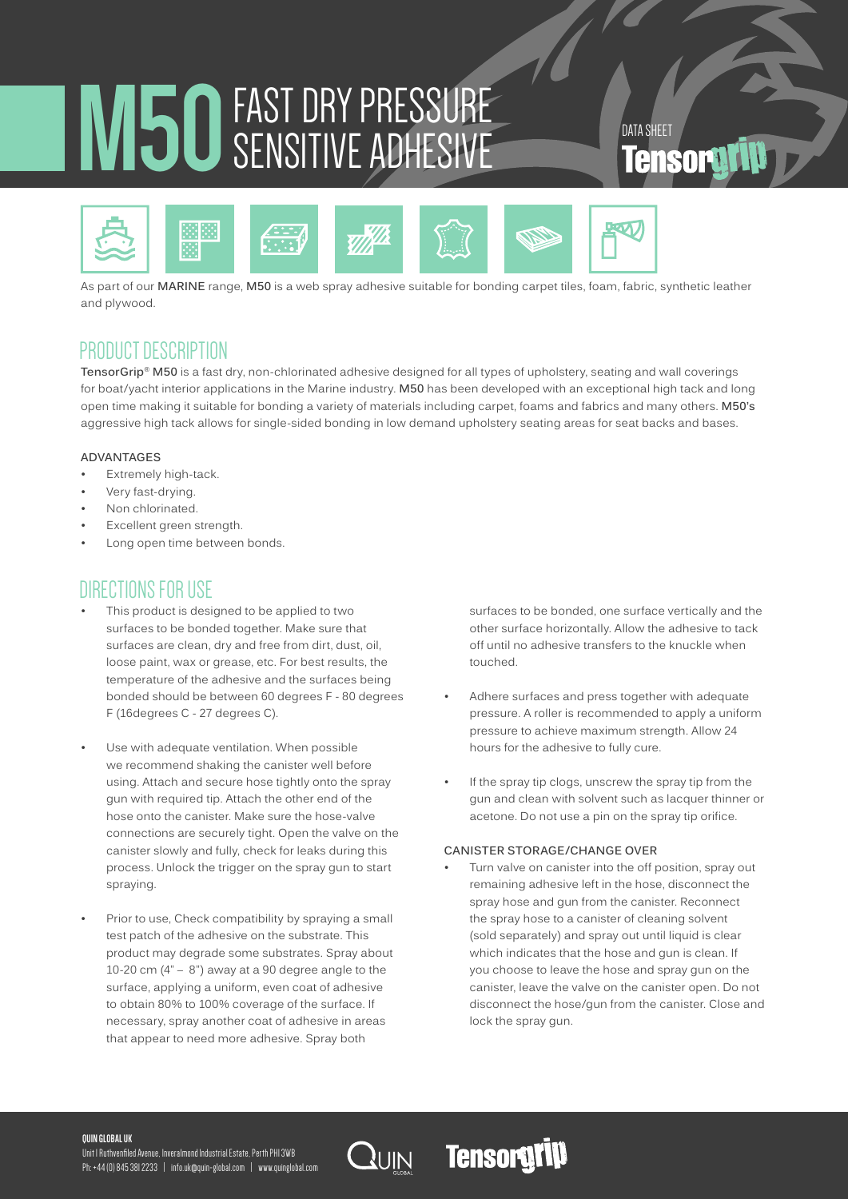# M50 FAST DRY PRESSURE SENSITIVE ADHESIVE

DATA SHEET

Tensorgrip

As part of our **MARINE** range, **M50** is a web spray adhesive suitable for bonding carpet tiles, foam, fabric, synthetic leather and plywood.

## PRODUCT DESCRIPTION

**TensorGrip® M50** is a fast dry, non-chlorinated adhesive designed for all types of upholstery, seating and wall coverings for boat/yacht interior applications in the Marine industry. **M50** has been developed with an exceptional high tack and long open time making it suitable for bonding a variety of materials including carpet, foams and fabrics and many others. **M50's** aggressive high tack allows for single-sided bonding in low demand upholstery seating areas for seat backs and bases.

### ADVANTAGES

- Extremely high-tack.
- Very fast-drying.
- Non chlorinated.
- Excellent green strength.
- Long open time between bonds.

## DIRECTIONS FOR USE

- This product is designed to be applied to two surfaces to be bonded together. Make sure that surfaces are clean, dry and free from dirt, dust, oil, loose paint, wax or grease, etc. For best results, the temperature of the adhesive and the surfaces being bonded should be between 60 degrees F - 80 degrees F (16degrees C - 27 degrees C).
- Use with adequate ventilation. When possible we recommend shaking the canister well before using. Attach and secure hose tightly onto the spray gun with required tip. Attach the other end of the hose onto the canister. Make sure the hose-valve connections are securely tight. Open the valve on the canister slowly and fully, check for leaks during this process. Unlock the trigger on the spray gun to start spraying.
- Prior to use, Check compatibility by spraying a small test patch of the adhesive on the substrate. This product may degrade some substrates. Spray about 10-20 cm (4" – 8") away at a 90 degree angle to the surface, applying a uniform, even coat of adhesive to obtain 80% to 100% coverage of the surface. If necessary, spray another coat of adhesive in areas that appear to need more adhesive. Spray both surfaces to be bonded, one surface vertically and the other surface horizontally. Allow the adhesive to tack off until no adhesive transfers to the knuckle when touched.
- Adhere surfaces and press together with adequate pressure. A roller is recommended to apply a uniform pressure to achieve maximum strength. Allow 24 hours for the adhesive to fully cure.
- If the spray tip clogs, unscrew the spray tip from the gun and clean with solvent such as lacquer thinner or acetone. Do not use a pin on the spray tip orifice.

### CANISTER STORAGE/CHANGE OVER

- Turn valve on canister into the off position, spray out remaining adhesive left in the hose, disconnect the spray hose and gun from the canister. Reconnect the spray hose to a canister of cleaning solvent (sold separately) and spray out until liquid is clear which indicates that the hose and gun is clean. If you choose to leave the hose and spray gun on the canister, leave the valve on the canister open. Do not disconnect the hose/gun from the canister. Close and lock the spray gun.

**QUIN GLOBAL UK**
Unit I Ruthvenfiled Avenue, Inveralmond Industrial Estate, Perth PH1 3WB
Ph: +44 (0) 845 381 2233 | info.uk@quin-global.com | www.quinglobal.com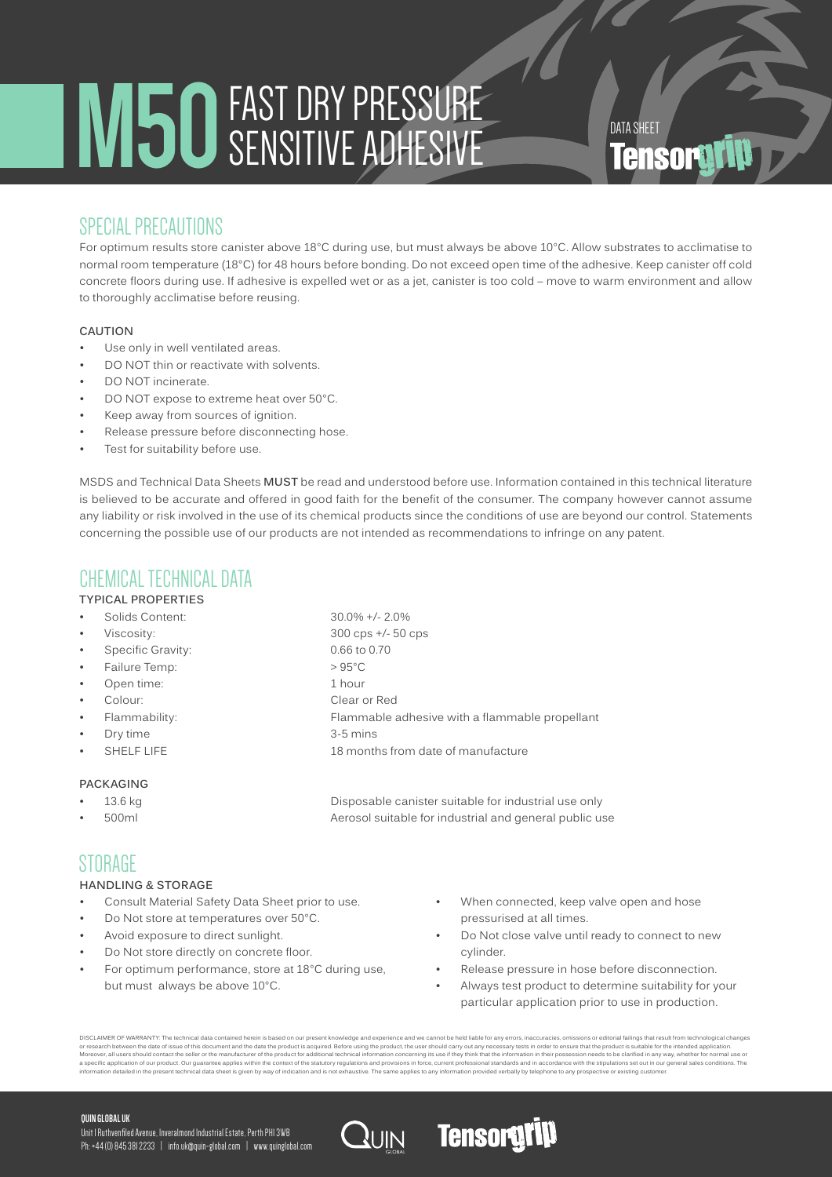# M50 FAST DRY PRESSURE SENSITIVE ADHESIVE

DATA SHEET
Tensorgrip

## SPECIAL PRECAUTIONS

For optimum results store canister above 18°C during use, but must always be above 10°C. Allow substrates to acclimatise to normal room temperature (18°C) for 48 hours before bonding. Do not exceed open time of the adhesive. Keep canister off cold concrete floors during use. If adhesive is expelled wet or as a jet, canister is too cold – move to warm environment and allow to thoroughly acclimatise before reusing.

### CAUTION

- Use only in well ventilated areas.
- DO NOT thin or reactivate with solvents.
- DO NOT incinerate.
- DO NOT expose to extreme heat over 50°C.
- Keep away from sources of ignition.
- Release pressure before disconnecting hose.
- Test for suitability before use.

MSDS and Technical Data Sheets **MUST** be read and understood before use. Information contained in this technical literature is believed to be accurate and offered in good faith for the benefit of the consumer. The company however cannot assume any liability or risk involved in the use of its chemical products since the conditions of use are beyond our control. Statements concerning the possible use of our products are not intended as recommendations to infringe on any patent.

## CHEMICAL TECHNICAL DATA

### TYPICAL PROPERTIES

| | |
|---|---|
| Solids Content: | 30.0% +/- 2.0% |
| Viscosity: | 300 cps +/- 50 cps |
| Specific Gravity: | 0.66 to 0.70 |
| Failure Temp: | > 95°C |
| Open time: | 1 hour |
| Colour: | Clear or Red |
| Flammability: | Flammable adhesive with a flammable propellant |
| Dry time | 3-5 mins |
| SHELF LIFE | 18 months from date of manufacture |

### PACKAGING

| | |
|---|---|
| 13.6 kg | Disposable canister suitable for industrial use only |
| 500ml | Aerosol suitable for industrial and general public use |

## STORAGE

### HANDLING & STORAGE

- Consult Material Safety Data Sheet prior to use.
- Do Not store at temperatures over 50°C.
- Avoid exposure to direct sunlight.
- Do Not store directly on concrete floor.
- For optimum performance, store at 18°C during use, but must always be above 10°C.
- When connected, keep valve open and hose pressurised at all times.
- Do Not close valve until ready to connect to new cylinder.
- Release pressure in hose before disconnection.
- Always test product to determine suitability for your particular application prior to use in production.

DISCLAIMER OF WARRANTY: The technical data contained herein is based on our present knowledge and experience and we cannot be held liable for any errors, inaccuracies, omissions or editorial failings that result from technological changes or research between the date of issue of this document and the date the product is acquired. Before using the product, the user should carry out any necessary tests in order to ensure that the product is suitable for the intended application. Moreover, all users should contact the seller or the manufacturer of the product for additional technical information concerning its use if they think that the information in their possession needs to be clarified in any way, whether for normal use or a specific application of our product. Our guarantee applies within the context of the statutory regulations and provisions in force, current professional standards and in accordance with the stipulations set out in our general sales conditions. The information detailed in the present technical data sheet is given by way of indication and is not exhaustive. The same applies to any information provided verbally by telephone to any prospective or existing customer.

**QUIN GLOBAL UK**
Unit I Ruthvenfiled Avenue, Inveralmond Industrial Estate, Perth PH1 3WB
Ph: +44 (0) 845 381 2233 | info.uk@quin-global.com | www.quinglobal.com

QUIN GLOBAL
Tensorgrip